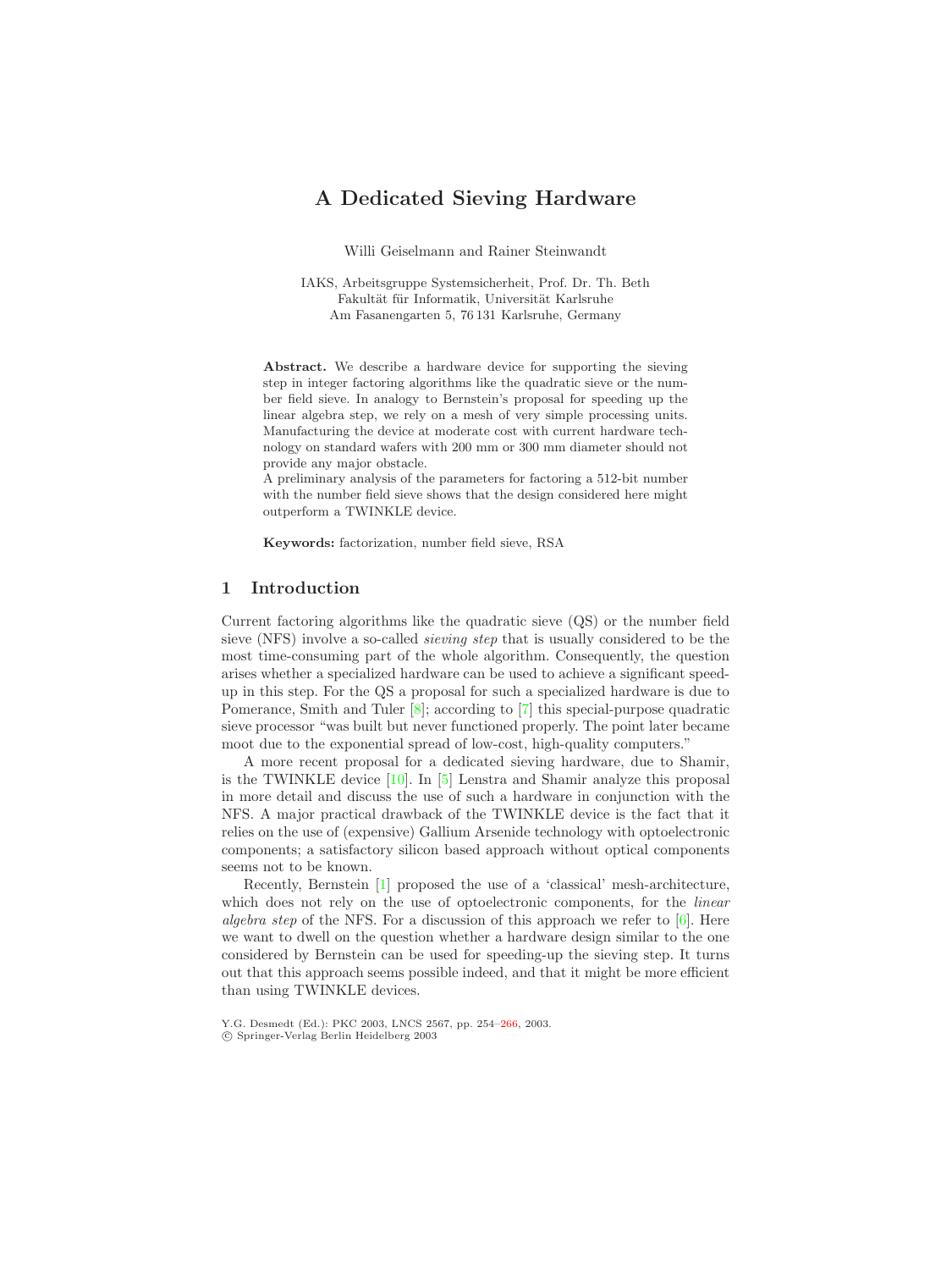# A Dedicated Sieving Hardware

Willi Geiselmann and Rainer Steinwandt

IAKS, Arbeitsgruppe Systemsicherheit, Prof. Dr. Th. Beth
Fakultät für Informatik, Universität Karlsruhe
Am Fasanengarten 5, 76 131 Karlsruhe, Germany

**Abstract.** We describe a hardware device for supporting the sieving step in integer factoring algorithms like the quadratic sieve or the number field sieve. In analogy to Bernstein's proposal for speeding up the linear algebra step, we rely on a mesh of very simple processing units. Manufacturing the device at moderate cost with current hardware technology on standard wafers with 200 mm or 300 mm diameter should not provide any major obstacle.
A preliminary analysis of the parameters for factoring a 512-bit number with the number field sieve shows that the design considered here might outperform a TWINKLE device.

**Keywords:** factorization, number field sieve, RSA

## 1 Introduction

Current factoring algorithms like the quadratic sieve (QS) or the number field sieve (NFS) involve a so-called *sieving step* that is usually considered to be the most time-consuming part of the whole algorithm. Consequently, the question arises whether a specialized hardware can be used to achieve a significant speed-up in this step. For the QS a proposal for such a specialized hardware is due to Pomerance, Smith and Tuler [8]; according to [7] this special-purpose quadratic sieve processor "was built but never functioned properly. The point later became moot due to the exponential spread of low-cost, high-quality computers."

A more recent proposal for a dedicated sieving hardware, due to Shamir, is the TWINKLE device [10]. In [5] Lenstra and Shamir analyze this proposal in more detail and discuss the use of such a hardware in conjunction with the NFS. A major practical drawback of the TWINKLE device is the fact that it relies on the use of (expensive) Gallium Arsenide technology with optoelectronic components; a satisfactory silicon based approach without optical components seems not to be known.

Recently, Bernstein [1] proposed the use of a 'classical' mesh-architecture, which does not rely on the use of optoelectronic components, for the *linear algebra step* of the NFS. For a discussion of this approach we refer to [6]. Here we want to dwell on the question whether a hardware design similar to the one considered by Bernstein can be used for speeding-up the sieving step. It turns out that this approach seems possible indeed, and that it might be more efficient than using TWINKLE devices.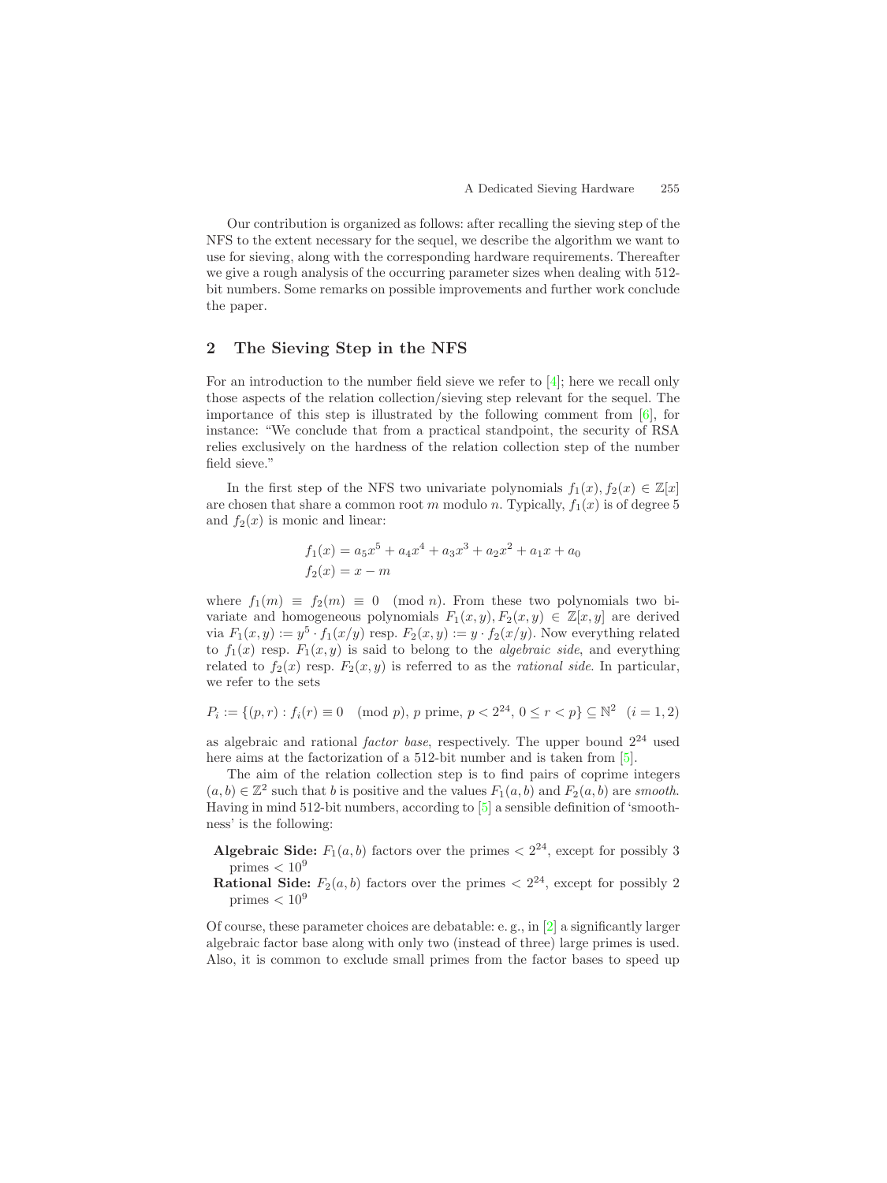Our contribution is organized as follows: after recalling the sieving step of the NFS to the extent necessary for the sequel, we describe the algorithm we want to use for sieving, along with the corresponding hardware requirements. Thereafter we give a rough analysis of the occurring parameter sizes when dealing with 512-bit numbers. Some remarks on possible improvements and further work conclude the paper.

## 2 The Sieving Step in the NFS

For an introduction to the number field sieve we refer to [4]; here we recall only those aspects of the relation collection/sieving step relevant for the sequel. The importance of this step is illustrated by the following comment from [6], for instance: "We conclude that from a practical standpoint, the security of RSA relies exclusively on the hardness of the relation collection step of the number field sieve."

In the first step of the NFS two univariate polynomials $f_1(x), f_2(x) \in \mathbb{Z}[x]$ are chosen that share a common root $m$ modulo $n$. Typically, $f_1(x)$ is of degree 5 and $f_2(x)$ is monic and linear:

$$f_1(x) = a_5x^5 + a_4x^4 + a_3x^3 + a_2x^2 + a_1x + a_0$$
$$f_2(x) = x - m$$

where $f_1(m) \equiv f_2(m) \equiv 0 \pmod{n}$. From these two polynomials two bivariate and homogeneous polynomials $F_1(x,y), F_2(x,y) \in \mathbb{Z}[x,y]$ are derived via $F_1(x,y) := y^5 \cdot f_1(x/y)$ resp. $F_2(x,y) := y \cdot f_2(x/y)$. Now everything related to $f_1(x)$ resp. $F_1(x,y)$ is said to belong to the *algebraic side*, and everything related to $f_2(x)$ resp. $F_2(x,y)$ is referred to as the *rational side*. In particular, we refer to the sets

$$P_i := \{(p,r) : f_i(r) \equiv 0 \pmod{p},\ p \text{ prime},\ p < 2^{24},\ 0 \le r < p\} \subseteq \mathbb{N}^2 \quad (i = 1,2)$$

as algebraic and rational *factor base*, respectively. The upper bound $2^{24}$ used here aims at the factorization of a 512-bit number and is taken from [5].

The aim of the relation collection step is to find pairs of coprime integers $(a,b) \in \mathbb{Z}^2$ such that $b$ is positive and the values $F_1(a,b)$ and $F_2(a,b)$ are *smooth*. Having in mind 512-bit numbers, according to [5] a sensible definition of 'smoothness' is the following:

- **Algebraic Side:** $F_1(a,b)$ factors over the primes $< 2^{24}$, except for possibly 3 primes $< 10^9$
- **Rational Side:** $F_2(a,b)$ factors over the primes $< 2^{24}$, except for possibly 2 primes $< 10^9$

Of course, these parameter choices are debatable: e. g., in [2] a significantly larger algebraic factor base along with only two (instead of three) large primes is used. Also, it is common to exclude small primes from the factor bases to speed up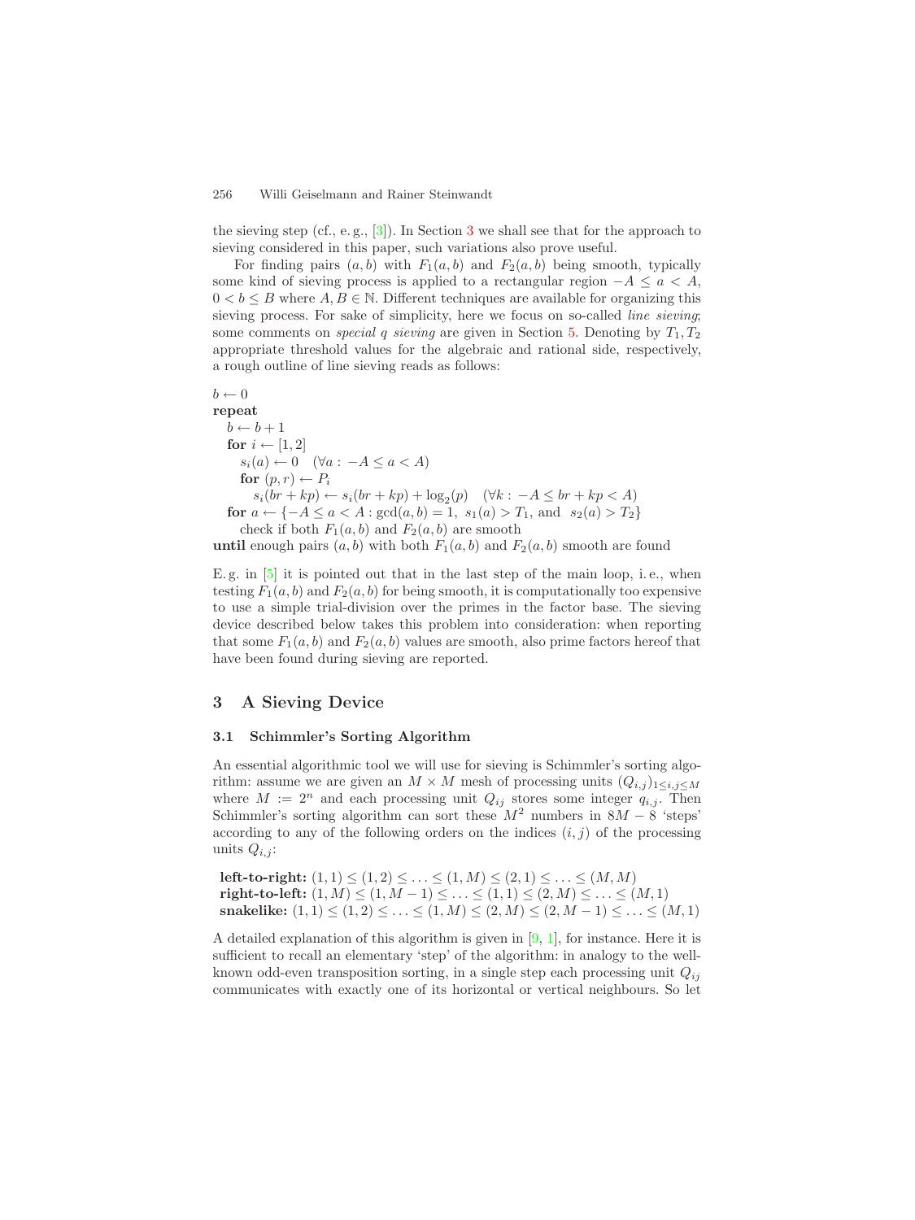the sieving step (cf., e. g., [3]). In Section 3 we shall see that for the approach to sieving considered in this paper, such variations also prove useful.

For finding pairs $(a, b)$ with $F_1(a, b)$ and $F_2(a, b)$ being smooth, typically some kind of sieving process is applied to a rectangular region $-A \le a < A$, $0 < b \le B$ where $A, B \in \mathbb{N}$. Different techniques are available for organizing this sieving process. For sake of simplicity, here we focus on so-called *line sieving*; some comments on *special q sieving* are given in Section 5. Denoting by $T_1, T_2$ appropriate threshold values for the algebraic and rational side, respectively, a rough outline of line sieving reads as follows:

$b \leftarrow 0$
**repeat**
  $b \leftarrow b + 1$
  **for** $i \leftarrow [1, 2]$
    $s_i(a) \leftarrow 0 \quad (\forall a : -A \le a < A)$
    **for** $(p, r) \leftarrow P_i$
      $s_i(br + kp) \leftarrow s_i(br + kp) + \log_2(p) \quad (\forall k : -A \le br + kp < A)$
  **for** $a \leftarrow \{-A \le a < A : \gcd(a, b) = 1,\ s_1(a) > T_1, \text{ and } s_2(a) > T_2\}$
    check if both $F_1(a, b)$ and $F_2(a, b)$ are smooth
**until** enough pairs $(a, b)$ with both $F_1(a, b)$ and $F_2(a, b)$ smooth are found

E. g. in [5] it is pointed out that in the last step of the main loop, i. e., when testing $F_1(a, b)$ and $F_2(a, b)$ for being smooth, it is computationally too expensive to use a simple trial-division over the primes in the factor base. The sieving device described below takes this problem into consideration: when reporting that some $F_1(a, b)$ and $F_2(a, b)$ values are smooth, also prime factors hereof that have been found during sieving are reported.

## 3 A Sieving Device

### 3.1 Schimmler's Sorting Algorithm

An essential algorithmic tool we will use for sieving is Schimmler's sorting algorithm: assume we are given an $M \times M$ mesh of processing units $(Q_{i,j})_{1 \le i,j \le M}$ where $M := 2^n$ and each processing unit $Q_{ij}$ stores some integer $q_{i,j}$. Then Schimmler's sorting algorithm can sort these $M^2$ numbers in $8M - 8$ 'steps' according to any of the following orders on the indices $(i, j)$ of the processing units $Q_{i,j}$:

**left-to-right:** $(1, 1) \le (1, 2) \le \ldots \le (1, M) \le (2, 1) \le \ldots \le (M, M)$
**right-to-left:** $(1, M) \le (1, M - 1) \le \ldots \le (1, 1) \le (2, M) \le \ldots \le (M, 1)$
**snakelike:** $(1, 1) \le (1, 2) \le \ldots \le (1, M) \le (2, M) \le (2, M - 1) \le \ldots \le (M, 1)$

A detailed explanation of this algorithm is given in [9, 1], for instance. Here it is sufficient to recall an elementary 'step' of the algorithm: in analogy to the well-known odd-even transposition sorting, in a single step each processing unit $Q_{ij}$ communicates with exactly one of its horizontal or vertical neighbours. So let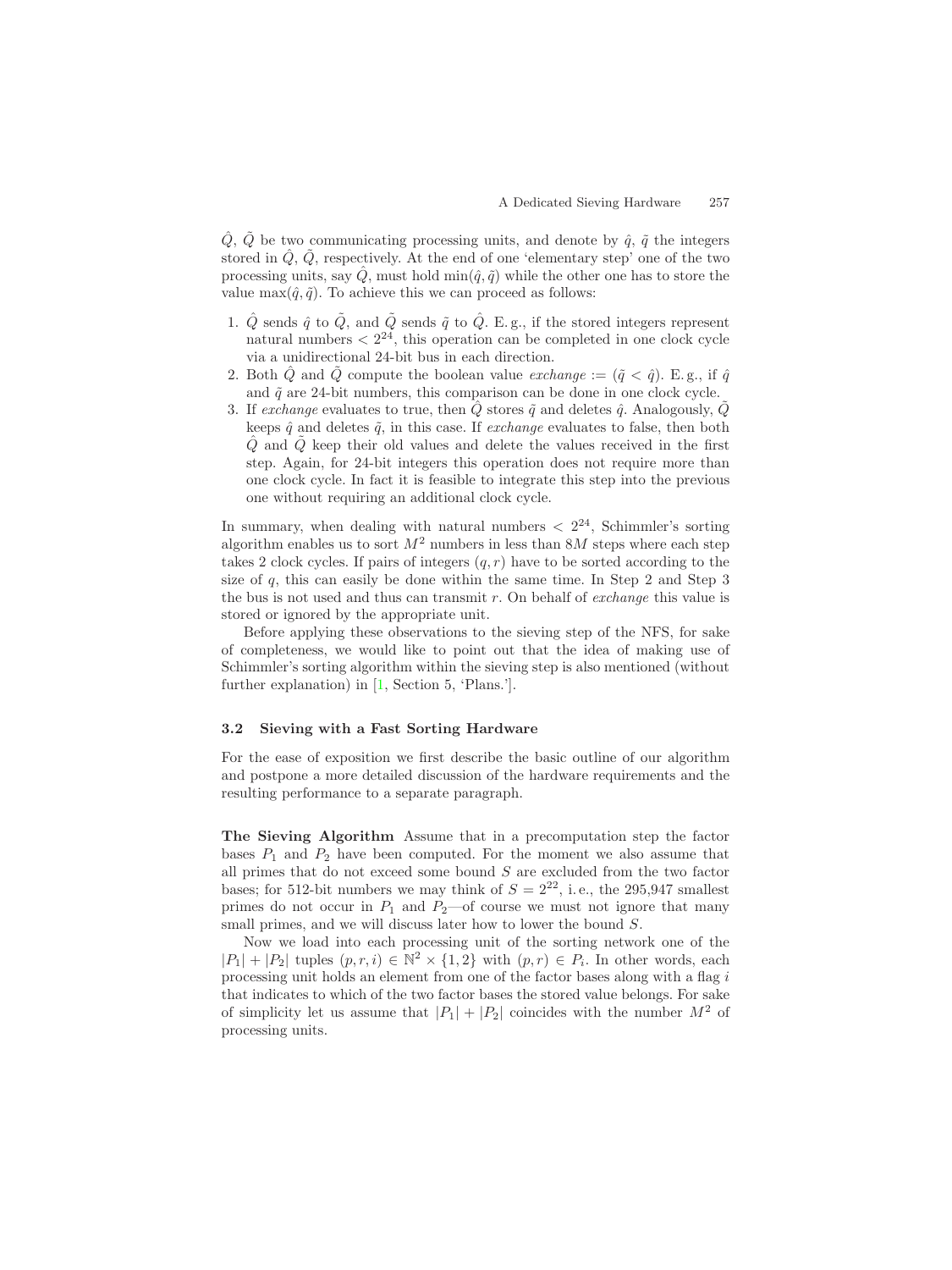$\hat{Q}$, $\tilde{Q}$ be two communicating processing units, and denote by $\hat{q}$, $\tilde{q}$ the integers stored in $\hat{Q}$, $\tilde{Q}$, respectively. At the end of one 'elementary step' one of the two processing units, say $\hat{Q}$, must hold $\min(\hat{q}, \tilde{q})$ while the other one has to store the value $\max(\hat{q}, \tilde{q})$. To achieve this we can proceed as follows:

1. $\hat{Q}$ sends $\hat{q}$ to $\tilde{Q}$, and $\tilde{Q}$ sends $\tilde{q}$ to $\hat{Q}$. E. g., if the stored integers represent natural numbers $< 2^{24}$, this operation can be completed in one clock cycle via a unidirectional 24-bit bus in each direction.
2. Both $\hat{Q}$ and $\tilde{Q}$ compute the boolean value *exchange* $:= (\tilde{q} < \hat{q})$. E. g., if $\hat{q}$ and $\tilde{q}$ are 24-bit numbers, this comparison can be done in one clock cycle.
3. If *exchange* evaluates to true, then $\hat{Q}$ stores $\tilde{q}$ and deletes $\hat{q}$. Analogously, $\tilde{Q}$ keeps $\hat{q}$ and deletes $\tilde{q}$, in this case. If *exchange* evaluates to false, then both $\hat{Q}$ and $\tilde{Q}$ keep their old values and delete the values received in the first step. Again, for 24-bit integers this operation does not require more than one clock cycle. In fact it is feasible to integrate this step into the previous one without requiring an additional clock cycle.

In summary, when dealing with natural numbers $< 2^{24}$, Schimmler's sorting algorithm enables us to sort $M^2$ numbers in less than $8M$ steps where each step takes 2 clock cycles. If pairs of integers $(q, r)$ have to be sorted according to the size of $q$, this can easily be done within the same time. In Step 2 and Step 3 the bus is not used and thus can transmit $r$. On behalf of *exchange* this value is stored or ignored by the appropriate unit.

Before applying these observations to the sieving step of the NFS, for sake of completeness, we would like to point out that the idea of making use of Schimmler's sorting algorithm within the sieving step is also mentioned (without further explanation) in [1, Section 5, 'Plans.'].

### 3.2 Sieving with a Fast Sorting Hardware

For the ease of exposition we first describe the basic outline of our algorithm and postpone a more detailed discussion of the hardware requirements and the resulting performance to a separate paragraph.

**The Sieving Algorithm** Assume that in a precomputation step the factor bases $P_1$ and $P_2$ have been computed. For the moment we also assume that all primes that do not exceed some bound $S$ are excluded from the two factor bases; for 512-bit numbers we may think of $S = 2^{22}$, i. e., the 295,947 smallest primes do not occur in $P_1$ and $P_2$—of course we must not ignore that many small primes, and we will discuss later how to lower the bound $S$.

Now we load into each processing unit of the sorting network one of the $|P_1| + |P_2|$ tuples $(p, r, i) \in \mathbb{N}^2 \times \{1, 2\}$ with $(p, r) \in P_i$. In other words, each processing unit holds an element from one of the factor bases along with a flag $i$ that indicates to which of the two factor bases the stored value belongs. For sake of simplicity let us assume that $|P_1| + |P_2|$ coincides with the number $M^2$ of processing units.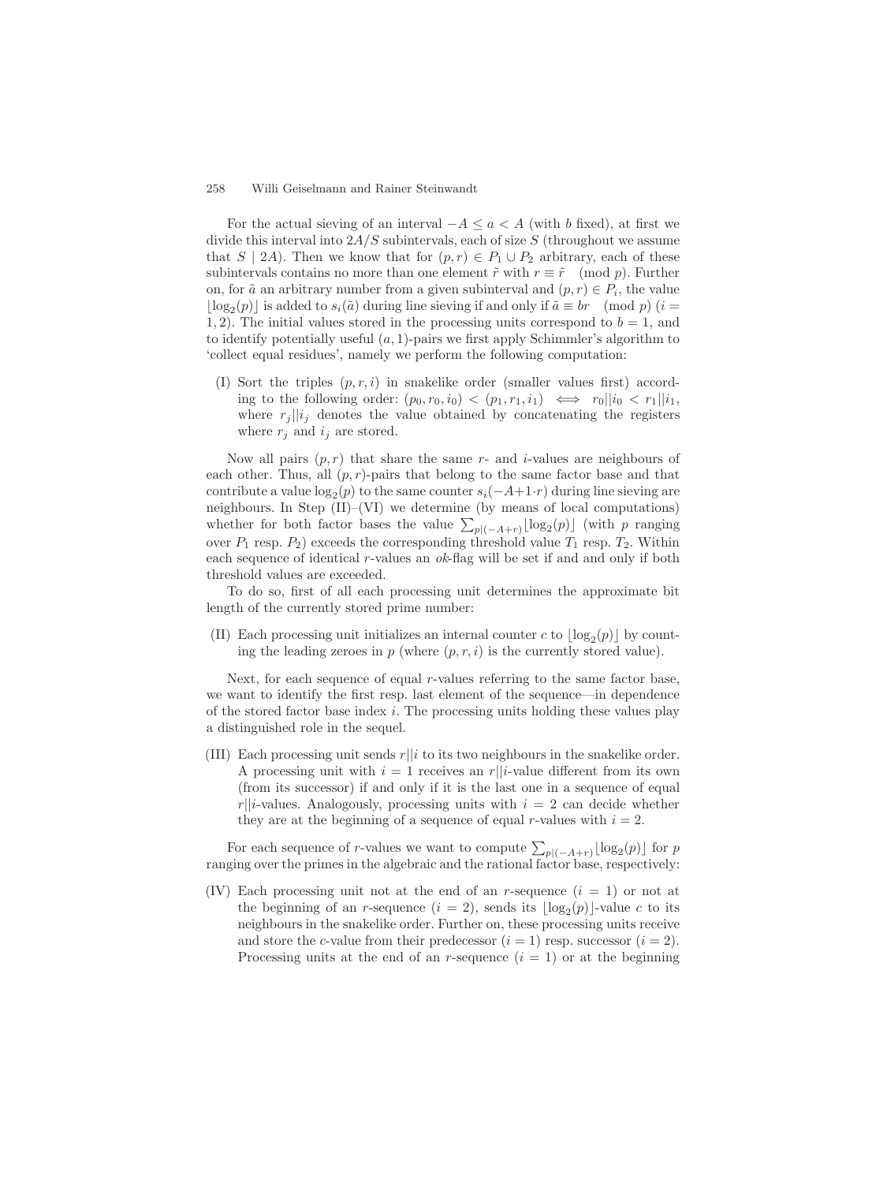For the actual sieving of an interval $-A \le a < A$ (with $b$ fixed), at first we divide this interval into $2A/S$ subintervals, each of size $S$ (throughout we assume that $S \mid 2A$). Then we know that for $(p, r) \in P_1 \cup P_2$ arbitrary, each of these subintervals contains no more than one element $\tilde{r}$ with $r \equiv \tilde{r} \pmod p$. Further on, for $\tilde{a}$ an arbitrary number from a given subinterval and $(p, r) \in P_i$, the value $\lfloor \log_2(p) \rfloor$ is added to $s_i(\tilde{a})$ during line sieving if and only if $\tilde{a} \equiv br \pmod p$ ($i = 1, 2$). The initial values stored in the processing units correspond to $b = 1$, and to identify potentially useful $(a, 1)$-pairs we first apply Schimmler's algorithm to 'collect equal residues', namely we perform the following computation:

(I) Sort the triples $(p, r, i)$ in snakelike order (smaller values first) according to the following order: $(p_0, r_0, i_0) < (p_1, r_1, i_1) \iff r_0 || i_0 < r_1 || i_1$, where $r_j || i_j$ denotes the value obtained by concatenating the registers where $r_j$ and $i_j$ are stored.

Now all pairs $(p, r)$ that share the same $r$- and $i$-values are neighbours of each other. Thus, all $(p, r)$-pairs that belong to the same factor base and that contribute a value $\log_2(p)$ to the same counter $s_i(-A + 1 \cdot r)$ during line sieving are neighbours. In Step (II)–(VI) we determine (by means of local computations) whether for both factor bases the value $\sum_{p|(-A+r)} \lfloor \log_2(p) \rfloor$ (with $p$ ranging over $P_1$ resp. $P_2$) exceeds the corresponding threshold value $T_1$ resp. $T_2$. Within each sequence of identical $r$-values an *ok*-flag will be set if and and only if both threshold values are exceeded.

To do so, first of all each processing unit determines the approximate bit length of the currently stored prime number:

(II) Each processing unit initializes an internal counter $c$ to $\lfloor \log_2(p) \rfloor$ by counting the leading zeroes in $p$ (where $(p, r, i)$ is the currently stored value).

Next, for each sequence of equal $r$-values referring to the same factor base, we want to identify the first resp. last element of the sequence—in dependence of the stored factor base index $i$. The processing units holding these values play a distinguished role in the sequel.

(III) Each processing unit sends $r || i$ to its two neighbours in the snakelike order. A processing unit with $i = 1$ receives an $r || i$-value different from its own (from its successor) if and only if it is the last one in a sequence of equal $r || i$-values. Analogously, processing units with $i = 2$ can decide whether they are at the beginning of a sequence of equal $r$-values with $i = 2$.

For each sequence of $r$-values we want to compute $\sum_{p|(-A+r)} \lfloor \log_2(p) \rfloor$ for $p$ ranging over the primes in the algebraic and the rational factor base, respectively:

(IV) Each processing unit not at the end of an $r$-sequence ($i = 1$) or not at the beginning of an $r$-sequence ($i = 2$), sends its $\lfloor \log_2(p) \rfloor$-value $c$ to its neighbours in the snakelike order. Further on, these processing units receive and store the $c$-value from their predecessor ($i = 1$) resp. successor ($i = 2$). Processing units at the end of an $r$-sequence ($i = 1$) or at the beginning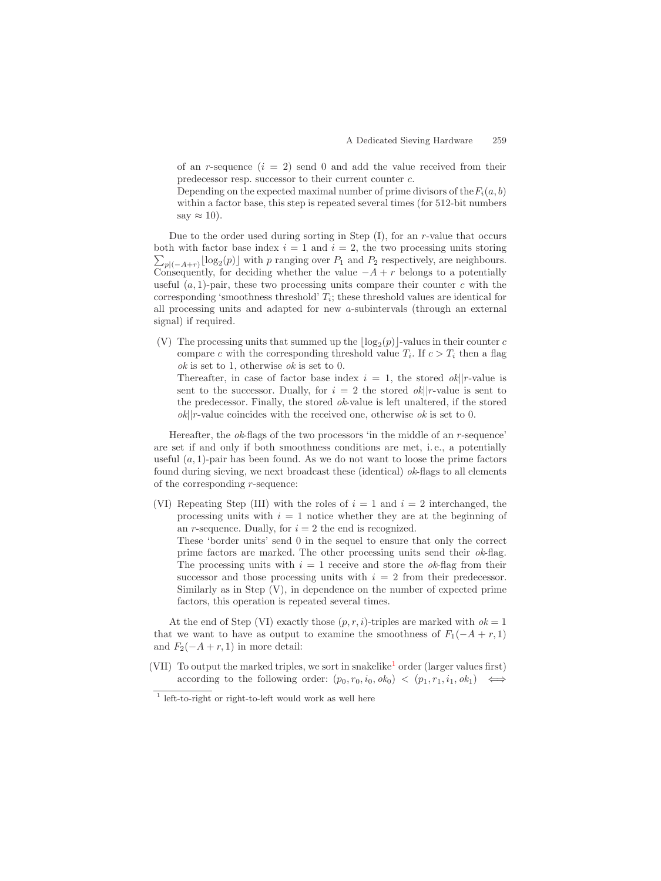of an $r$-sequence ($i = 2$) send 0 and add the value received from their predecessor resp. successor to their current counter $c$.
Depending on the expected maximal number of prime divisors of the $F_i(a, b)$ within a factor base, this step is repeated several times (for 512-bit numbers say $\approx 10$).

Due to the order used during sorting in Step (I), for an $r$-value that occurs both with factor base index $i = 1$ and $i = 2$, the two processing units storing $\sum_{p|(-A+r)} \lfloor \log_2(p) \rfloor$ with $p$ ranging over $P_1$ and $P_2$ respectively, are neighbours. Consequently, for deciding whether the value $-A + r$ belongs to a potentially useful $(a, 1)$-pair, these two processing units compare their counter $c$ with the corresponding 'smoothness threshold' $T_i$; these threshold values are identical for all processing units and adapted for new $a$-subintervals (through an external signal) if required.

(V) The processing units that summed up the $\lfloor \log_2(p) \rfloor$-values in their counter $c$ compare $c$ with the corresponding threshold value $T_i$. If $c > T_i$ then a flag *ok* is set to 1, otherwise *ok* is set to 0.
Thereafter, in case of factor base index $i = 1$, the stored $ok||r$-value is sent to the successor. Dually, for $i = 2$ the stored $ok||r$-value is sent to the predecessor. Finally, the stored *ok*-value is left unaltered, if the stored $ok||r$-value coincides with the received one, otherwise *ok* is set to 0.

Hereafter, the *ok*-flags of the two processors 'in the middle of an $r$-sequence' are set if and only if both smoothness conditions are met, i. e., a potentially useful $(a, 1)$-pair has been found. As we do not want to loose the prime factors found during sieving, we next broadcast these (identical) *ok*-flags to all elements of the corresponding $r$-sequence:

(VI) Repeating Step (III) with the roles of $i = 1$ and $i = 2$ interchanged, the processing units with $i = 1$ notice whether they are at the beginning of an $r$-sequence. Dually, for $i = 2$ the end is recognized.
These 'border units' send 0 in the sequel to ensure that only the correct prime factors are marked. The other processing units send their *ok*-flag. The processing units with $i = 1$ receive and store the *ok*-flag from their successor and those processing units with $i = 2$ from their predecessor. Similarly as in Step (V), in dependence on the number of expected prime factors, this operation is repeated several times.

At the end of Step (VI) exactly those $(p, r, i)$-triples are marked with $ok = 1$ that we want to have as output to examine the smoothness of $F_1(-A + r, 1)$ and $F_2(-A + r, 1)$ in more detail:

(VII) To output the marked triples, we sort in snakelike[1] order (larger values first) according to the following order: $(p_0, r_0, i_0, ok_0) < (p_1, r_1, i_1, ok_1) \iff$

[1] left-to-right or right-to-left would work as well here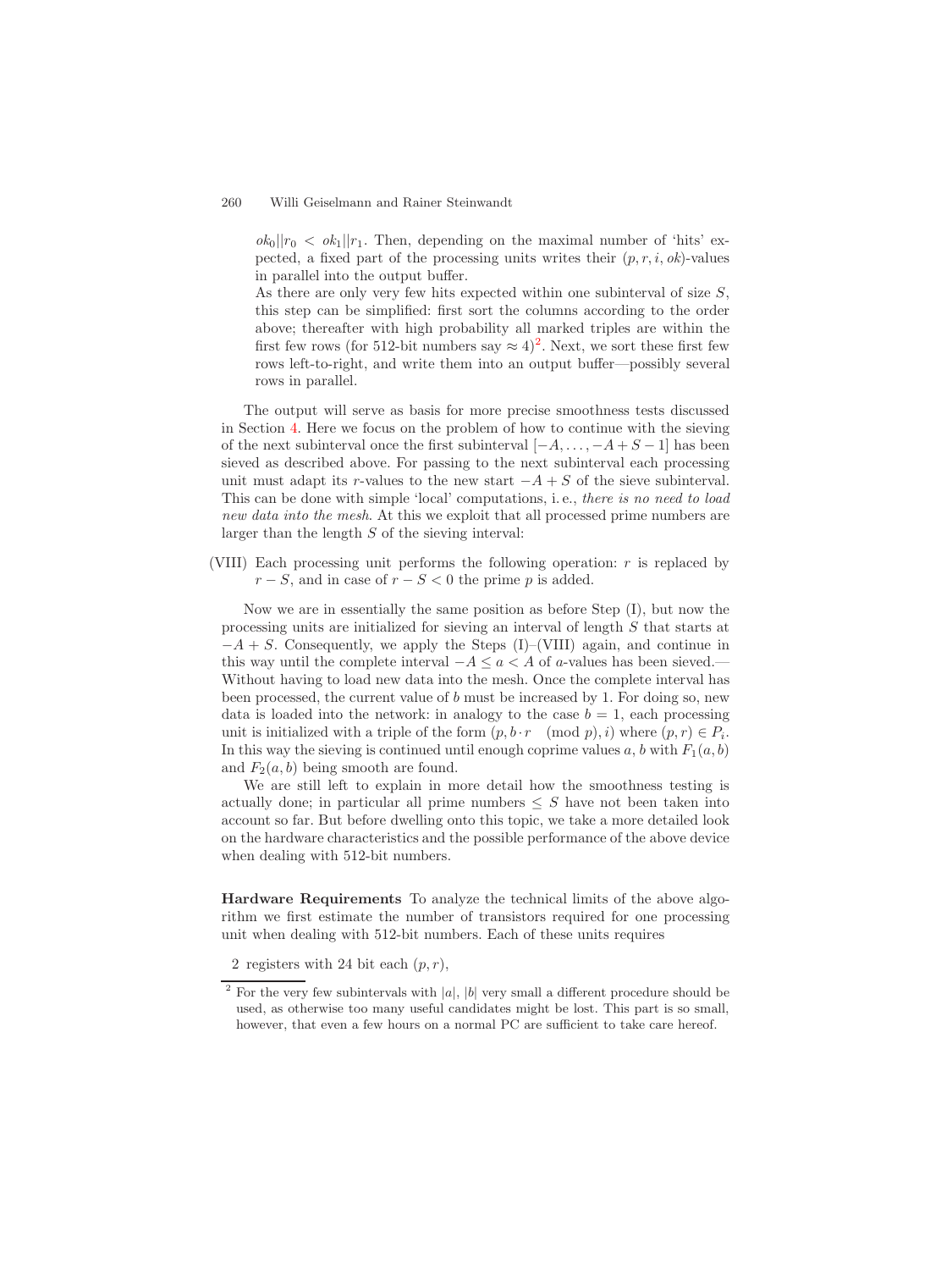$ok_0||r_0 < ok_1||r_1$. Then, depending on the maximal number of 'hits' expected, a fixed part of the processing units writes their $(p, r, i, ok)$-values in parallel into the output buffer.

As there are only very few hits expected within one subinterval of size $S$, this step can be simplified: first sort the columns according to the order above; thereafter with high probability all marked triples are within the first few rows (for 512-bit numbers say $\approx 4$)[2]. Next, we sort these first few rows left-to-right, and write them into an output buffer—possibly several rows in parallel.

The output will serve as basis for more precise smoothness tests discussed in Section 4. Here we focus on the problem of how to continue with the sieving of the next subinterval once the first subinterval $[-A, \ldots, -A+S-1]$ has been sieved as described above. For passing to the next subinterval each processing unit must adapt its $r$-values to the new start $-A+S$ of the sieve subinterval. This can be done with simple 'local' computations, i. e., *there is no need to load new data into the mesh*. At this we exploit that all processed prime numbers are larger than the length $S$ of the sieving interval:

(VIII) Each processing unit performs the following operation: $r$ is replaced by $r - S$, and in case of $r - S < 0$ the prime $p$ is added.

Now we are in essentially the same position as before Step (I), but now the processing units are initialized for sieving an interval of length $S$ that starts at $-A+S$. Consequently, we apply the Steps (I)–(VIII) again, and continue in this way until the complete interval $-A \leq a < A$ of $a$-values has been sieved.— Without having to load new data into the mesh. Once the complete interval has been processed, the current value of $b$ must be increased by 1. For doing so, new data is loaded into the network: in analogy to the case $b = 1$, each processing unit is initialized with a triple of the form $(p, b \cdot r \pmod p, i)$ where $(p, r) \in P_i$. In this way the sieving is continued until enough coprime values $a, b$ with $F_1(a, b)$ and $F_2(a, b)$ being smooth are found.

We are still left to explain in more detail how the smoothness testing is actually done; in particular all prime numbers $\leq S$ have not been taken into account so far. But before dwelling onto this topic, we take a more detailed look on the hardware characteristics and the possible performance of the above device when dealing with 512-bit numbers.

**Hardware Requirements** To analyze the technical limits of the above algorithm we first estimate the number of transistors required for one processing unit when dealing with 512-bit numbers. Each of these units requires

2 registers with 24 bit each $(p, r)$,

[2] For the very few subintervals with $|a|$, $|b|$ very small a different procedure should be used, as otherwise too many useful candidates might be lost. This part is so small, however, that even a few hours on a normal PC are sufficient to take care hereof.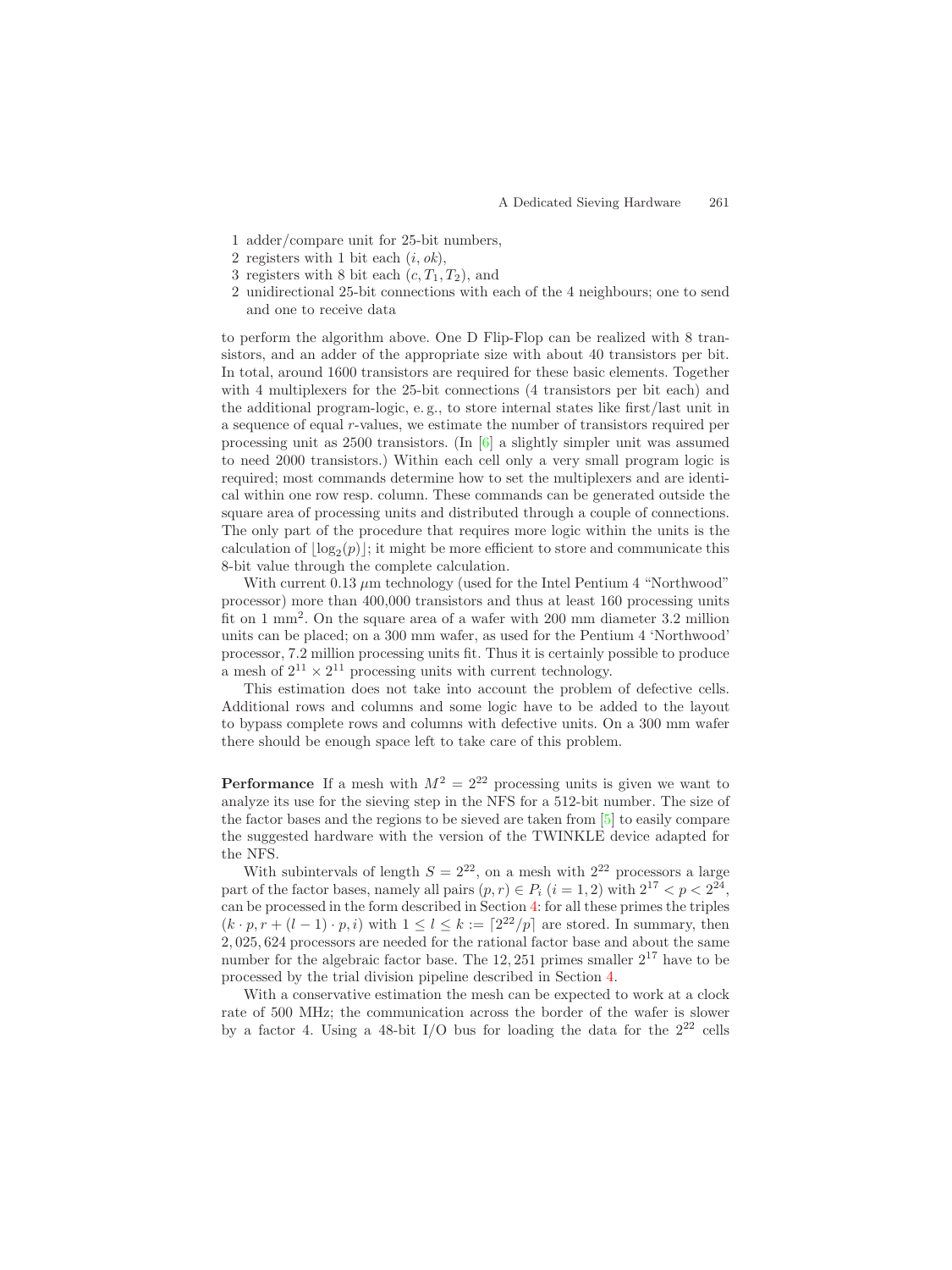1 adder/compare unit for 25-bit numbers,
2 registers with 1 bit each ($i$, $ok$),
3 registers with 8 bit each ($c, T_1, T_2$), and
2 unidirectional 25-bit connections with each of the 4 neighbours; one to send and one to receive data

to perform the algorithm above. One D Flip-Flop can be realized with 8 transistors, and an adder of the appropriate size with about 40 transistors per bit. In total, around 1600 transistors are required for these basic elements. Together with 4 multiplexers for the 25-bit connections (4 transistors per bit each) and the additional program-logic, e. g., to store internal states like first/last unit in a sequence of equal $r$-values, we estimate the number of transistors required per processing unit as 2500 transistors. (In [6] a slightly simpler unit was assumed to need 2000 transistors.) Within each cell only a very small program logic is required; most commands determine how to set the multiplexers and are identical within one row resp. column. These commands can be generated outside the square area of processing units and distributed through a couple of connections. The only part of the procedure that requires more logic within the units is the calculation of $\lfloor \log_2(p) \rfloor$; it might be more efficient to store and communicate this 8-bit value through the complete calculation.

With current 0.13 $\mu$m technology (used for the Intel Pentium 4 "Northwood" processor) more than 400,000 transistors and thus at least 160 processing units fit on 1 mm$^2$. On the square area of a wafer with 200 mm diameter 3.2 million units can be placed; on a 300 mm wafer, as used for the Pentium 4 'Northwood' processor, 7.2 million processing units fit. Thus it is certainly possible to produce a mesh of $2^{11} \times 2^{11}$ processing units with current technology.

This estimation does not take into account the problem of defective cells. Additional rows and columns and some logic have to be added to the layout to bypass complete rows and columns with defective units. On a 300 mm wafer there should be enough space left to take care of this problem.

**Performance** If a mesh with $M^2 = 2^{22}$ processing units is given we want to analyze its use for the sieving step in the NFS for a 512-bit number. The size of the factor bases and the regions to be sieved are taken from [5] to easily compare the suggested hardware with the version of the TWINKLE device adapted for the NFS.

With subintervals of length $S = 2^{22}$, on a mesh with $2^{22}$ processors a large part of the factor bases, namely all pairs $(p, r) \in P_i$ $(i = 1, 2)$ with $2^{17} < p < 2^{24}$, can be processed in the form described in Section 4: for all these primes the triples $(k \cdot p, r + (l-1) \cdot p, i)$ with $1 \leq l \leq k := \lceil 2^{22}/p \rceil$ are stored. In summary, then 2,025,624 processors are needed for the rational factor base and about the same number for the algebraic factor base. The 12,251 primes smaller $2^{17}$ have to be processed by the trial division pipeline described in Section 4.

With a conservative estimation the mesh can be expected to work at a clock rate of 500 MHz; the communication across the border of the wafer is slower by a factor 4. Using a 48-bit I/O bus for loading the data for the $2^{22}$ cells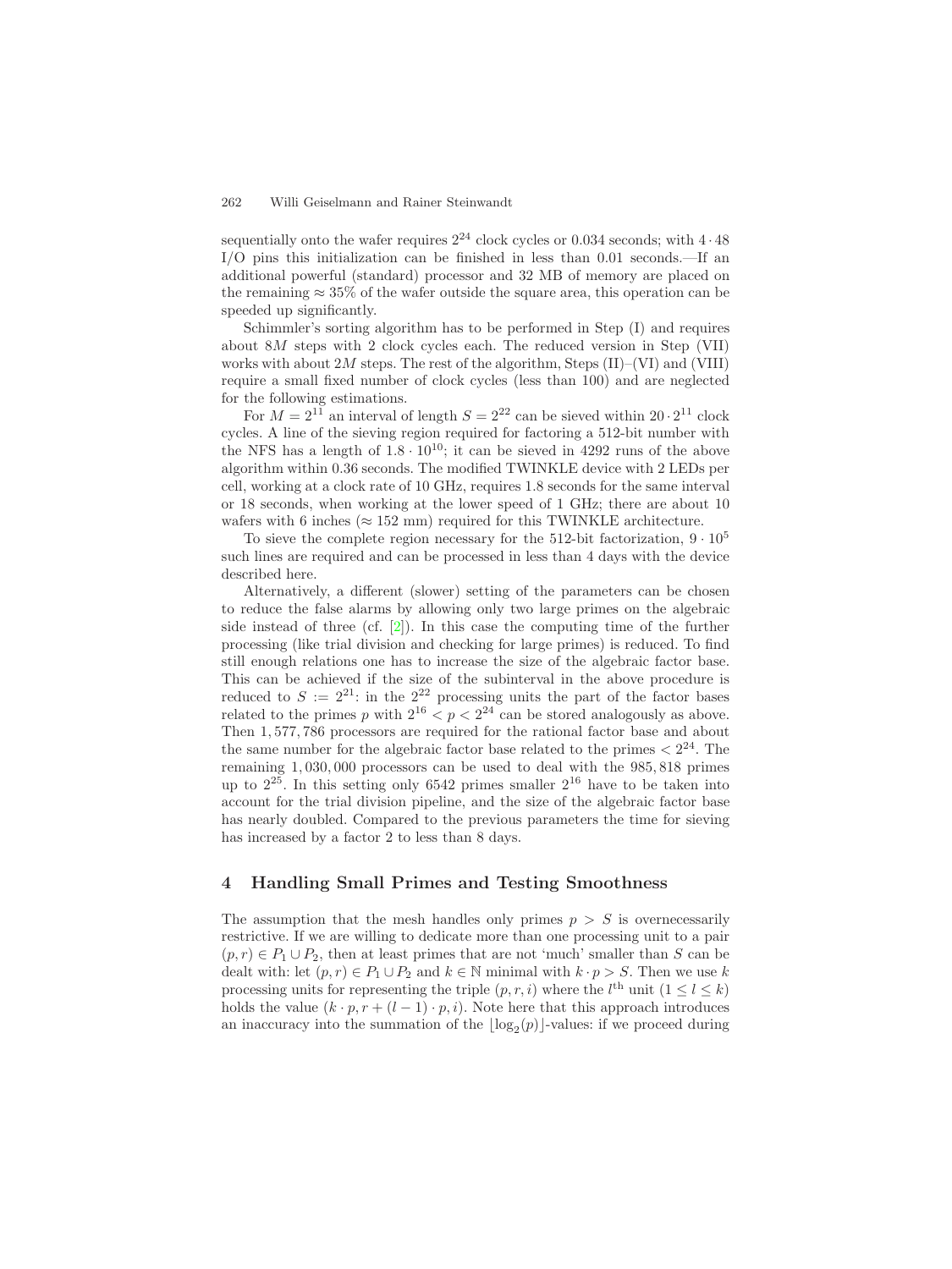sequentially onto the wafer requires $2^{24}$ clock cycles or 0.034 seconds; with $4 \cdot 48$ I/O pins this initialization can be finished in less than 0.01 seconds.—If an additional powerful (standard) processor and 32 MB of memory are placed on the remaining $\approx 35\%$ of the wafer outside the square area, this operation can be speeded up significantly.

Schimmler's sorting algorithm has to be performed in Step (I) and requires about $8M$ steps with 2 clock cycles each. The reduced version in Step (VII) works with about $2M$ steps. The rest of the algorithm, Steps (II)–(VI) and (VIII) require a small fixed number of clock cycles (less than 100) and are neglected for the following estimations.

For $M = 2^{11}$ an interval of length $S = 2^{22}$ can be sieved within $20 \cdot 2^{11}$ clock cycles. A line of the sieving region required for factoring a 512-bit number with the NFS has a length of $1.8 \cdot 10^{10}$; it can be sieved in 4292 runs of the above algorithm within 0.36 seconds. The modified TWINKLE device with 2 LEDs per cell, working at a clock rate of 10 GHz, requires 1.8 seconds for the same interval or 18 seconds, when working at the lower speed of 1 GHz; there are about 10 wafers with 6 inches ($\approx 152$ mm) required for this TWINKLE architecture.

To sieve the complete region necessary for the 512-bit factorization, $9 \cdot 10^5$ such lines are required and can be processed in less than 4 days with the device described here.

Alternatively, a different (slower) setting of the parameters can be chosen to reduce the false alarms by allowing only two large primes on the algebraic side instead of three (cf. [2]). In this case the computing time of the further processing (like trial division and checking for large primes) is reduced. To find still enough relations one has to increase the size of the algebraic factor base. This can be achieved if the size of the subinterval in the above procedure is reduced to $S := 2^{21}$: in the $2^{22}$ processing units the part of the factor bases related to the primes $p$ with $2^{16} < p < 2^{24}$ can be stored analogously as above. Then 1,577,786 processors are required for the rational factor base and about the same number for the algebraic factor base related to the primes $< 2^{24}$. The remaining 1,030,000 processors can be used to deal with the 985,818 primes up to $2^{25}$. In this setting only 6542 primes smaller $2^{16}$ have to be taken into account for the trial division pipeline, and the size of the algebraic factor base has nearly doubled. Compared to the previous parameters the time for sieving has increased by a factor 2 to less than 8 days.

## 4 Handling Small Primes and Testing Smoothness

The assumption that the mesh handles only primes $p > S$ is overnecessarily restrictive. If we are willing to dedicate more than one processing unit to a pair $(p, r) \in P_1 \cup P_2$, then at least primes that are not 'much' smaller than $S$ can be dealt with: let $(p, r) \in P_1 \cup P_2$ and $k \in \mathbb{N}$ minimal with $k \cdot p > S$. Then we use $k$ processing units for representing the triple $(p, r, i)$ where the $l^{\text{th}}$ unit $(1 \leq l \leq k)$ holds the value $(k \cdot p, r + (l - 1) \cdot p, i)$. Note here that this approach introduces an inaccuracy into the summation of the $\lfloor \log_2(p) \rfloor$-values: if we proceed during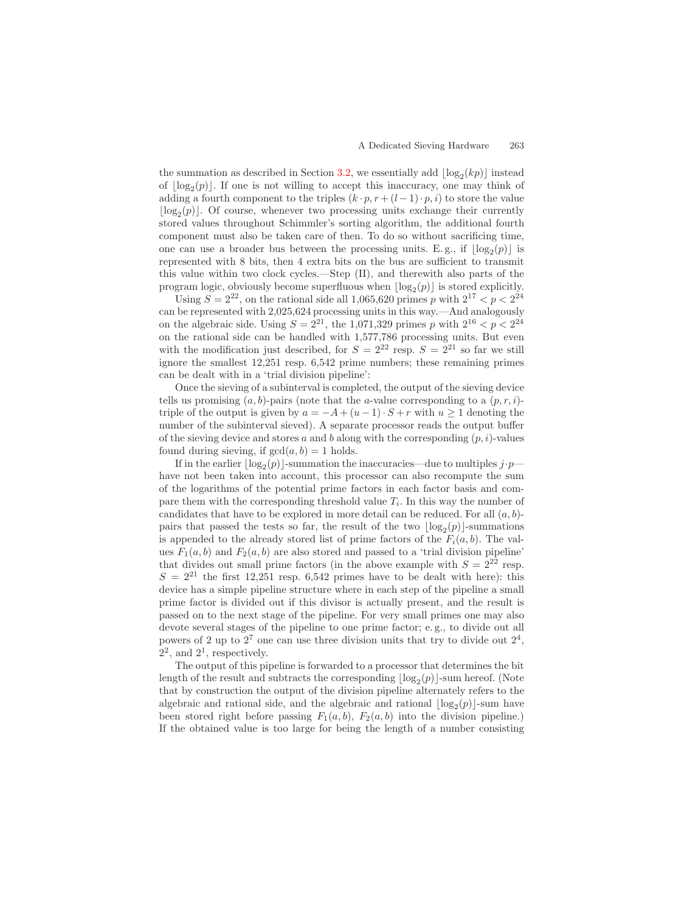the summation as described in Section 3.2, we essentially add $\lfloor \log_2(kp) \rfloor$ instead of $\lfloor \log_2(p) \rfloor$. If one is not willing to accept this inaccuracy, one may think of adding a fourth component to the triples $(k \cdot p, r + (l-1) \cdot p, i)$ to store the value $\lfloor \log_2(p) \rfloor$. Of course, whenever two processing units exchange their currently stored values throughout Schimmler's sorting algorithm, the additional fourth component must also be taken care of then. To do so without sacrificing time, one can use a broader bus between the processing units. E. g., if $\lfloor \log_2(p) \rfloor$ is represented with 8 bits, then 4 extra bits on the bus are sufficient to transmit this value within two clock cycles.—Step (II), and therewith also parts of the program logic, obviously become superfluous when $\lfloor \log_2(p) \rfloor$ is stored explicitly.

Using $S = 2^{22}$, on the rational side all 1,065,620 primes $p$ with $2^{17} < p < 2^{24}$ can be represented with 2,025,624 processing units in this way.—And analogously on the algebraic side. Using $S = 2^{21}$, the 1,071,329 primes $p$ with $2^{16} < p < 2^{24}$ on the rational side can be handled with 1,577,786 processing units. But even with the modification just described, for $S = 2^{22}$ resp. $S = 2^{21}$ so far we still ignore the smallest 12,251 resp. 6,542 prime numbers; these remaining primes can be dealt with in a 'trial division pipeline':

Once the sieving of a subinterval is completed, the output of the sieving device tells us promising $(a, b)$-pairs (note that the $a$-value corresponding to a $(p, r, i)$-triple of the output is given by $a = -A + (u-1) \cdot S + r$ with $u \geq 1$ denoting the number of the subinterval sieved). A separate processor reads the output buffer of the sieving device and stores $a$ and $b$ along with the corresponding $(p, i)$-values found during sieving, if $\gcd(a, b) = 1$ holds.

If in the earlier $\lfloor \log_2(p) \rfloor$-summation the inaccuracies—due to multiples $j \cdot p$—have not been taken into account, this processor can also recompute the sum of the logarithms of the potential prime factors in each factor basis and compare them with the corresponding threshold value $T_i$. In this way the number of candidates that have to be explored in more detail can be reduced. For all $(a, b)$-pairs that passed the tests so far, the result of the two $\lfloor \log_2(p) \rfloor$-summations is appended to the already stored list of prime factors of the $F_i(a, b)$. The values $F_1(a, b)$ and $F_2(a, b)$ are also stored and passed to a 'trial division pipeline' that divides out small prime factors (in the above example with $S = 2^{22}$ resp. $S = 2^{21}$ the first 12,251 resp. 6,542 primes have to be dealt with here): this device has a simple pipeline structure where in each step of the pipeline a small prime factor is divided out if this divisor is actually present, and the result is passed on to the next stage of the pipeline. For very small primes one may also devote several stages of the pipeline to one prime factor; e. g., to divide out all powers of 2 up to $2^7$ one can use three division units that try to divide out $2^4$, $2^2$, and $2^1$, respectively.

The output of this pipeline is forwarded to a processor that determines the bit length of the result and subtracts the corresponding $\lfloor \log_2(p) \rfloor$-sum hereof. (Note that by construction the output of the division pipeline alternately refers to the algebraic and rational side, and the algebraic and rational $\lfloor \log_2(p) \rfloor$-sum have been stored right before passing $F_1(a, b)$, $F_2(a, b)$ into the division pipeline.) If the obtained value is too large for being the length of a number consisting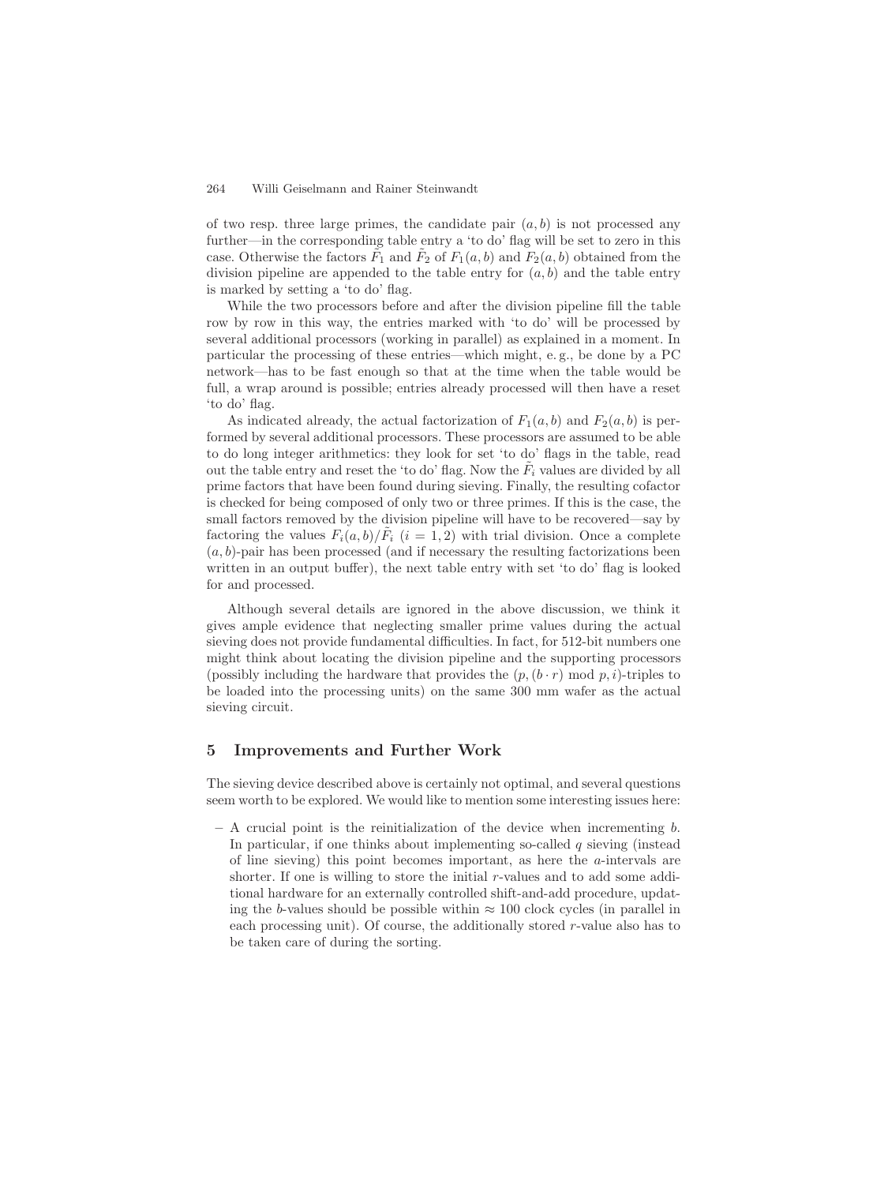of two resp. three large primes, the candidate pair $(a, b)$ is not processed any further—in the corresponding table entry a 'to do' flag will be set to zero in this case. Otherwise the factors $\tilde{F}_1$ and $\tilde{F}_2$ of $F_1(a, b)$ and $F_2(a, b)$ obtained from the division pipeline are appended to the table entry for $(a, b)$ and the table entry is marked by setting a 'to do' flag.

While the two processors before and after the division pipeline fill the table row by row in this way, the entries marked with 'to do' will be processed by several additional processors (working in parallel) as explained in a moment. In particular the processing of these entries—which might, e. g., be done by a PC network—has to be fast enough so that at the time when the table would be full, a wrap around is possible; entries already processed will then have a reset 'to do' flag.

As indicated already, the actual factorization of $F_1(a, b)$ and $F_2(a, b)$ is performed by several additional processors. These processors are assumed to be able to do long integer arithmetics: they look for set 'to do' flags in the table, read out the table entry and reset the 'to do' flag. Now the $\tilde{F}_i$ values are divided by all prime factors that have been found during sieving. Finally, the resulting cofactor is checked for being composed of only two or three primes. If this is the case, the small factors removed by the division pipeline will have to be recovered—say by factoring the values $F_i(a, b)/\tilde{F}_i$ $(i = 1, 2)$ with trial division. Once a complete $(a, b)$-pair has been processed (and if necessary the resulting factorizations been written in an output buffer), the next table entry with set 'to do' flag is looked for and processed.

Although several details are ignored in the above discussion, we think it gives ample evidence that neglecting smaller prime values during the actual sieving does not provide fundamental difficulties. In fact, for 512-bit numbers one might think about locating the division pipeline and the supporting processors (possibly including the hardware that provides the $(p, (b \cdot r) \bmod p, i)$-triples to be loaded into the processing units) on the same 300 mm wafer as the actual sieving circuit.

## 5 Improvements and Further Work

The sieving device described above is certainly not optimal, and several questions seem worth to be explored. We would like to mention some interesting issues here:

- A crucial point is the reinitialization of the device when incrementing $b$. In particular, if one thinks about implementing so-called $q$ sieving (instead of line sieving) this point becomes important, as here the $a$-intervals are shorter. If one is willing to store the initial $r$-values and to add some additional hardware for an externally controlled shift-and-add procedure, updating the $b$-values should be possible within $\approx 100$ clock cycles (in parallel in each processing unit). Of course, the additionally stored $r$-value also has to be taken care of during the sorting.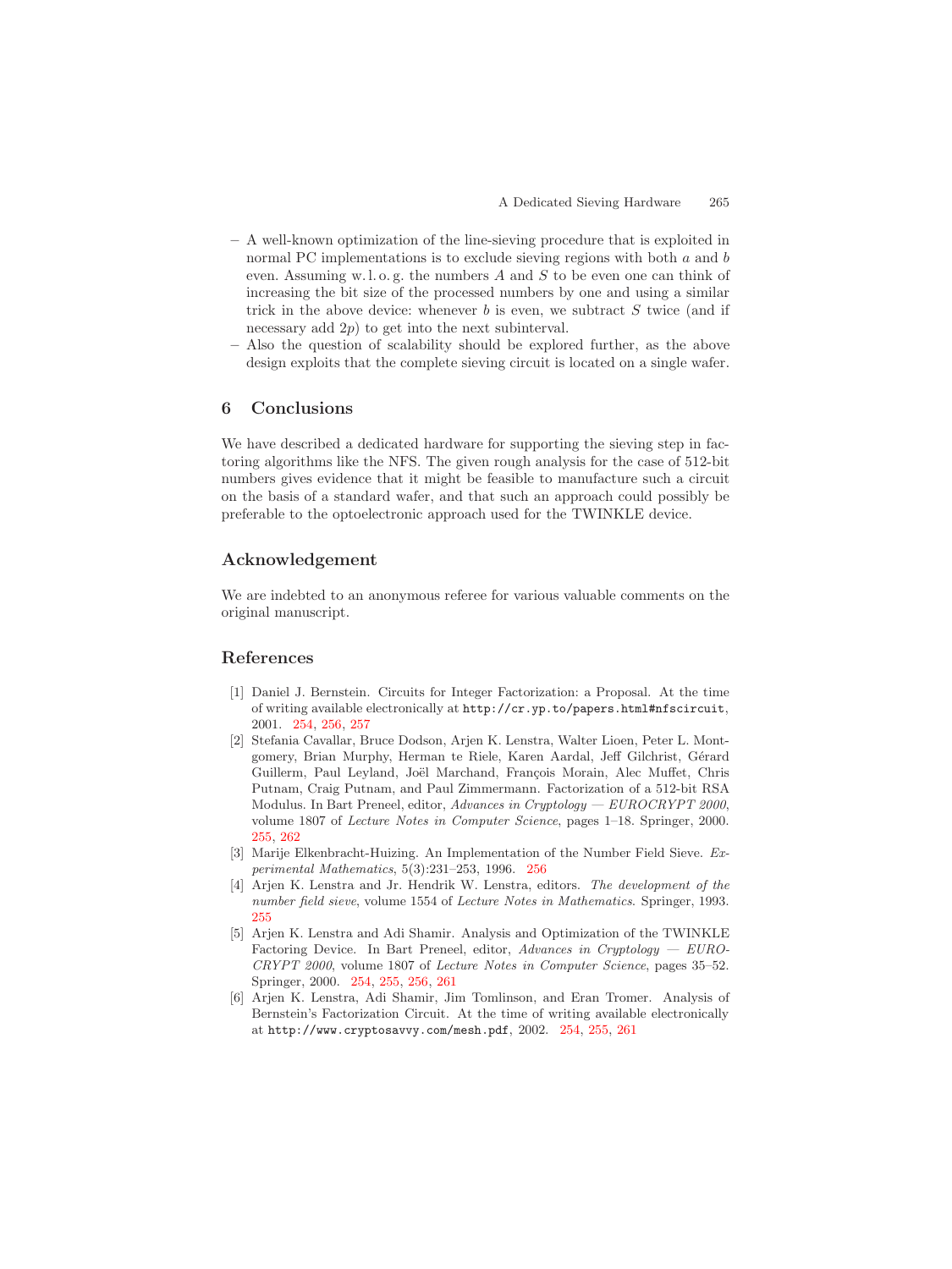- A well-known optimization of the line-sieving procedure that is exploited in normal PC implementations is to exclude sieving regions with both $a$ and $b$ even. Assuming w.l.o.g. the numbers $A$ and $S$ to be even one can think of increasing the bit size of the processed numbers by one and using a similar trick in the above device: whenever $b$ is even, we subtract $S$ twice (and if necessary add $2p$) to get into the next subinterval.
- Also the question of scalability should be explored further, as the above design exploits that the complete sieving circuit is located on a single wafer.

## 6 Conclusions

We have described a dedicated hardware for supporting the sieving step in factoring algorithms like the NFS. The given rough analysis for the case of 512-bit numbers gives evidence that it might be feasible to manufacture such a circuit on the basis of a standard wafer, and that such an approach could possibly be preferable to the optoelectronic approach used for the TWINKLE device.

## Acknowledgement

We are indebted to an anonymous referee for various valuable comments on the original manuscript.

## References

1. Daniel J. Bernstein. Circuits for Integer Factorization: a Proposal. At the time of writing available electronically at `http://cr.yp.to/papers.html#nfscircuit`, 2001. 254, 256, 257
2. Stefania Cavallar, Bruce Dodson, Arjen K. Lenstra, Walter Lioen, Peter L. Montgomery, Brian Murphy, Herman te Riele, Karen Aardal, Jeff Gilchrist, Gérard Guillerm, Paul Leyland, Joël Marchand, François Morain, Alec Muffet, Chris Putnam, Craig Putnam, and Paul Zimmermann. Factorization of a 512-bit RSA Modulus. In Bart Preneel, editor, *Advances in Cryptology — EUROCRYPT 2000*, volume 1807 of *Lecture Notes in Computer Science*, pages 1–18. Springer, 2000. 255, 262
3. Marije Elkenbracht-Huizing. An Implementation of the Number Field Sieve. *Experimental Mathematics*, 5(3):231–253, 1996. 256
4. Arjen K. Lenstra and Jr. Hendrik W. Lenstra, editors. *The development of the number field sieve*, volume 1554 of *Lecture Notes in Mathematics*. Springer, 1993. 255
5. Arjen K. Lenstra and Adi Shamir. Analysis and Optimization of the TWINKLE Factoring Device. In Bart Preneel, editor, *Advances in Cryptology — EUROCRYPT 2000*, volume 1807 of *Lecture Notes in Computer Science*, pages 35–52. Springer, 2000. 254, 255, 256, 261
6. Arjen K. Lenstra, Adi Shamir, Jim Tomlinson, and Eran Tromer. Analysis of Bernstein's Factorization Circuit. At the time of writing available electronically at `http://www.cryptosavvy.com/mesh.pdf`, 2002. 254, 255, 261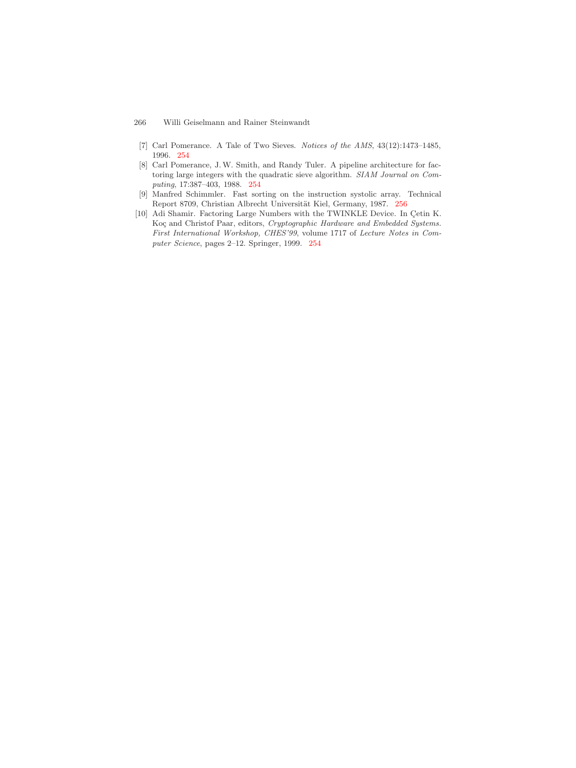[7] Carl Pomerance. A Tale of Two Sieves. *Notices of the AMS*, 43(12):1473–1485, 1996. 254

[8] Carl Pomerance, J. W. Smith, and Randy Tuler. A pipeline architecture for factoring large integers with the quadratic sieve algorithm. *SIAM Journal on Computing*, 17:387–403, 1988. 254

[9] Manfred Schimmler. Fast sorting on the instruction systolic array. Technical Report 8709, Christian Albrecht Universität Kiel, Germany, 1987. 256

[10] Adi Shamir. Factoring Large Numbers with the TWINKLE Device. In Çetin K. Koç and Christof Paar, editors, *Cryptographic Hardware and Embedded Systems. First International Workshop, CHES'99*, volume 1717 of *Lecture Notes in Computer Science*, pages 2–12. Springer, 1999. 254